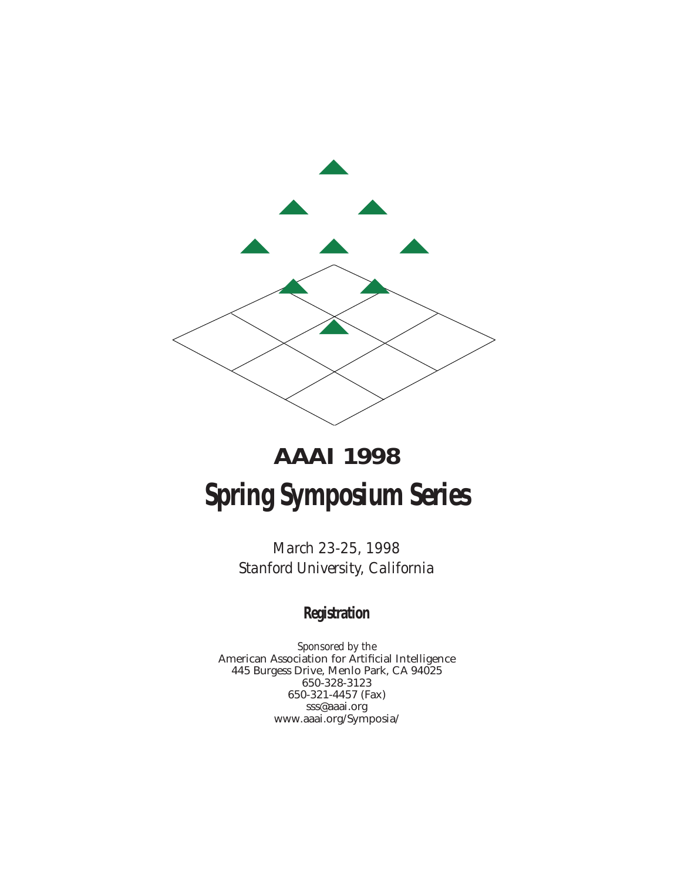# AAAI 1998

# Spring Symposium Series

*March 23-25, 1998*
*Stanford University, California*

## Registration

*Sponsored by the*
American Association for Artificial Intelligence
445 Burgess Drive, Menlo Park, CA 94025
650-328-3123
650-321-4457 (Fax)
sss@aaai.org
www.aaai.org/Symposia/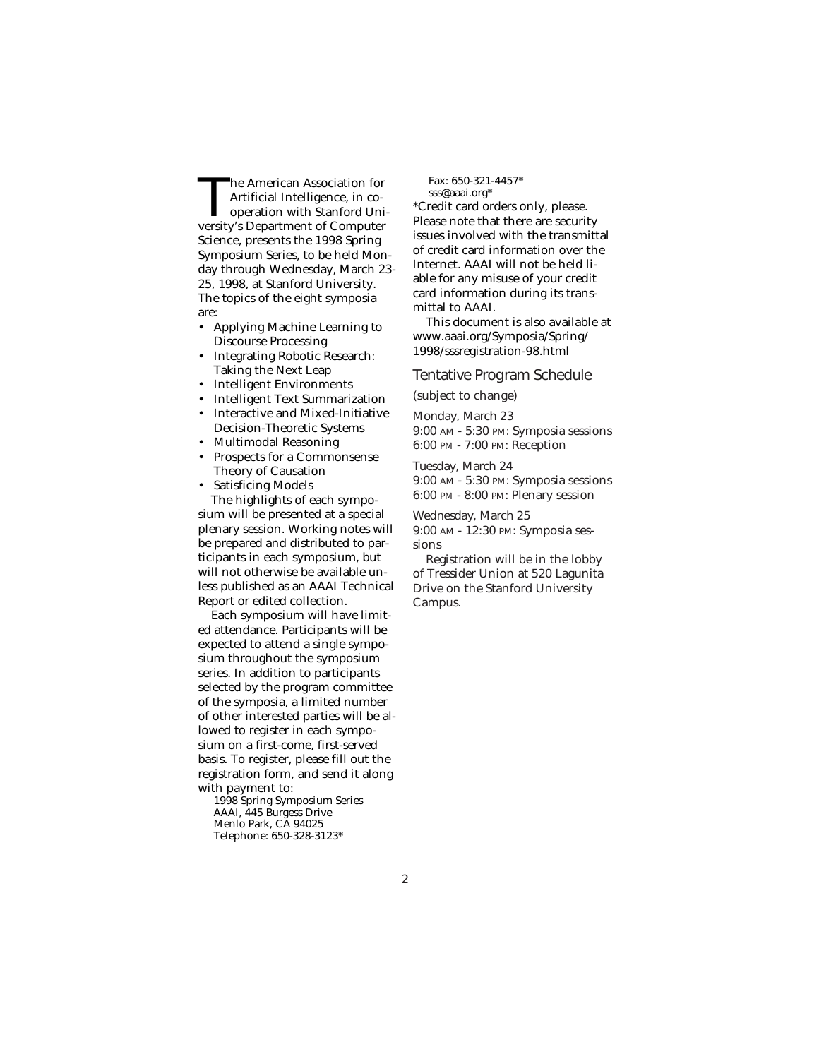The American Association for Artificial Intelligence, in cooperation with Stanford University's Department of Computer Science, presents the 1998 Spring Symposium Series, to be held Monday through Wednesday, March 23-25, 1998, at Stanford University. The topics of the eight symposia are:

- Applying Machine Learning to Discourse Processing
- Integrating Robotic Research: Taking the Next Leap
- Intelligent Environments
- Intelligent Text Summarization
- Interactive and Mixed-Initiative Decision-Theoretic Systems
- Multimodal Reasoning
- Prospects for a Commonsense Theory of Causation
- Satisficing Models

The highlights of each symposium will be presented at a special plenary session. Working notes will be prepared and distributed to participants in each symposium, but will not otherwise be available unless published as an AAAI Technical Report or edited collection.

Each symposium will have limited attendance. Participants will be expected to attend a single symposium throughout the symposium series. In addition to participants selected by the program committee of the symposia, a limited number of other interested parties will be allowed to register in each symposium on a first-come, first-served basis. To register, please fill out the registration form, and send it along with payment to:

1998 Spring Symposium Series
AAAI, 445 Burgess Drive
Menlo Park, CA 94025
Telephone: 650-328-3123*
Fax: 650-321-4457*
sss@aaai.org*

*Credit card orders only, please. Please note that there are security issues involved with the transmittal of credit card information over the Internet. AAAI will not be held liable for any misuse of your credit card information during its transmittal to AAAI.

This document is also available at www.aaai.org/Symposia/Spring/1998/sssregistration-98.html

## Tentative Program Schedule

(subject to change)

Monday, March 23
9:00 AM - 5:30 PM: Symposia sessions
6:00 PM - 7:00 PM: Reception

Tuesday, March 24
9:00 AM - 5:30 PM: Symposia sessions
6:00 PM - 8:00 PM: Plenary session

Wednesday, March 25
9:00 AM - 12:30 PM: Symposia sessions

Registration will be in the lobby of Tressider Union at 520 Lagunita Drive on the Stanford University Campus.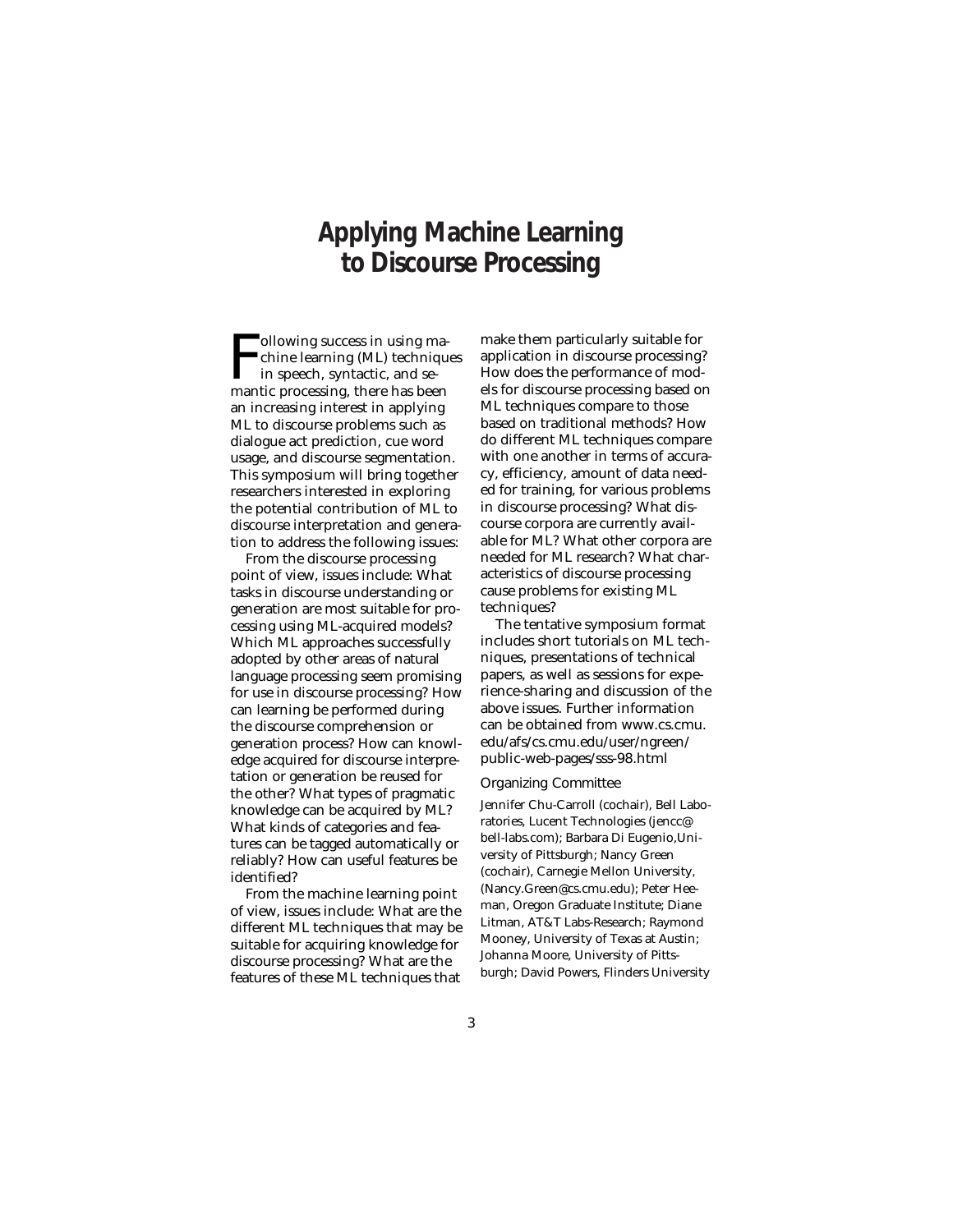# Applying Machine Learning to Discourse Processing

Following success in using machine learning (ML) techniques in speech, syntactic, and semantic processing, there has been an increasing interest in applying ML to discourse problems such as dialogue act prediction, cue word usage, and discourse segmentation. This symposium will bring together researchers interested in exploring the potential contribution of ML to discourse interpretation and generation to address the following issues:

From the discourse processing point of view, issues include: What tasks in discourse understanding or generation are most suitable for processing using ML-acquired models? Which ML approaches successfully adopted by other areas of natural language processing seem promising for use in discourse processing? How can learning be performed during the discourse comprehension or generation process? How can knowledge acquired for discourse interpretation or generation be reused for the other? What types of pragmatic knowledge can be acquired by ML? What kinds of categories and features can be tagged automatically or reliably? How can useful features be identified?

From the machine learning point of view, issues include: What are the different ML techniques that may be suitable for acquiring knowledge for discourse processing? What are the features of these ML techniques that make them particularly suitable for application in discourse processing? How does the performance of models for discourse processing based on ML techniques compare to those based on traditional methods? How do different ML techniques compare with one another in terms of accuracy, efficiency, amount of data needed for training, for various problems in discourse processing? What discourse corpora are currently available for ML? What other corpora are needed for ML research? What characteristics of discourse processing cause problems for existing ML techniques?

The tentative symposium format includes short tutorials on ML techniques, presentations of technical papers, as well as sessions for experience-sharing and discussion of the above issues. Further information can be obtained from www.cs.cmu.edu/afs/cs.cmu.edu/user/ngreen/public-web-pages/sss-98.html

## Organizing Committee

Jennifer Chu-Carroll (cochair), Bell Laboratories, Lucent Technologies (jencc@bell-labs.com); Barbara Di Eugenio, University of Pittsburgh; Nancy Green (cochair), Carnegie Mellon University, (Nancy.Green@cs.cmu.edu); Peter Heeman, Oregon Graduate Institute; Diane Litman, AT&T Labs-Research; Raymond Mooney, University of Texas at Austin; Johanna Moore, University of Pittsburgh; David Powers, Flinders University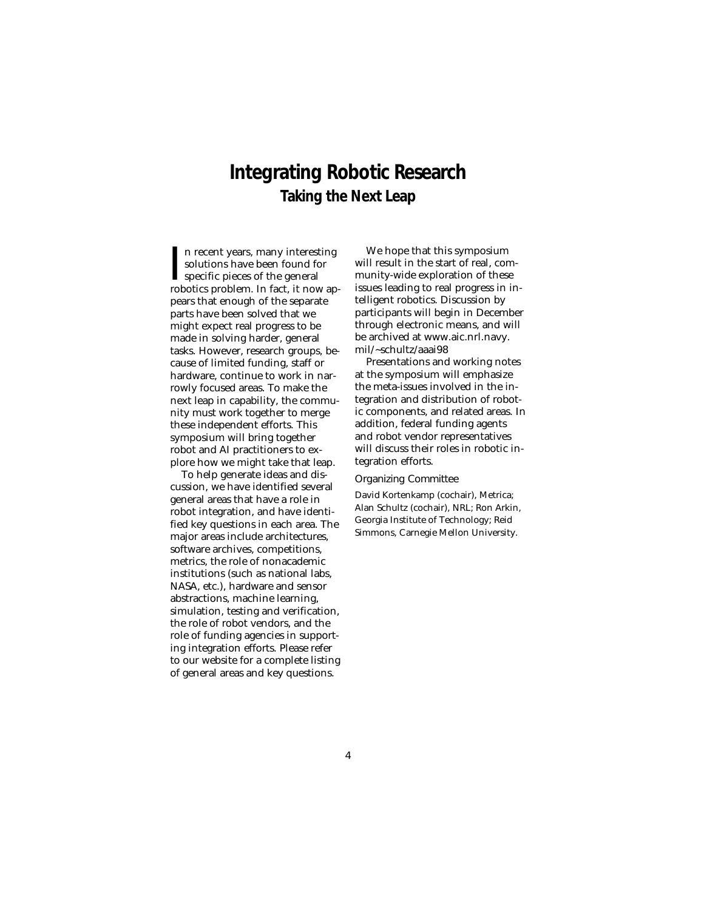# Integrating Robotic Research

## Taking the Next Leap

In recent years, many interesting solutions have been found for specific pieces of the general robotics problem. In fact, it now appears that enough of the separate parts have been solved that we might expect real progress to be made in solving harder, general tasks. However, research groups, because of limited funding, staff or hardware, continue to work in narrowly focused areas. To make the next leap in capability, the community must work together to merge these independent efforts. This symposium will bring together robot and AI practitioners to explore how we might take that leap.

To help generate ideas and discussion, we have identified several general areas that have a role in robot integration, and have identified key questions in each area. The major areas include architectures, software archives, competitions, metrics, the role of nonacademic institutions (such as national labs, NASA, etc.), hardware and sensor abstractions, machine learning, simulation, testing and verification, the role of robot vendors, and the role of funding agencies in supporting integration efforts. Please refer to our website for a complete listing of general areas and key questions.

We hope that this symposium will result in the start of real, community-wide exploration of these issues leading to real progress in intelligent robotics. Discussion by participants will begin in December through electronic means, and will be archived at www.aic.nrl.navy.mil/~schultz/aaai98

Presentations and working notes at the symposium will emphasize the meta-issues involved in the integration and distribution of robotic components, and related areas. In addition, federal funding agents and robot vendor representatives will discuss their roles in robotic integration efforts.

Organizing Committee

David Kortenkamp (cochair), Metrica; Alan Schultz (cochair), NRL; Ron Arkin, Georgia Institute of Technology; Reid Simmons, Carnegie Mellon University.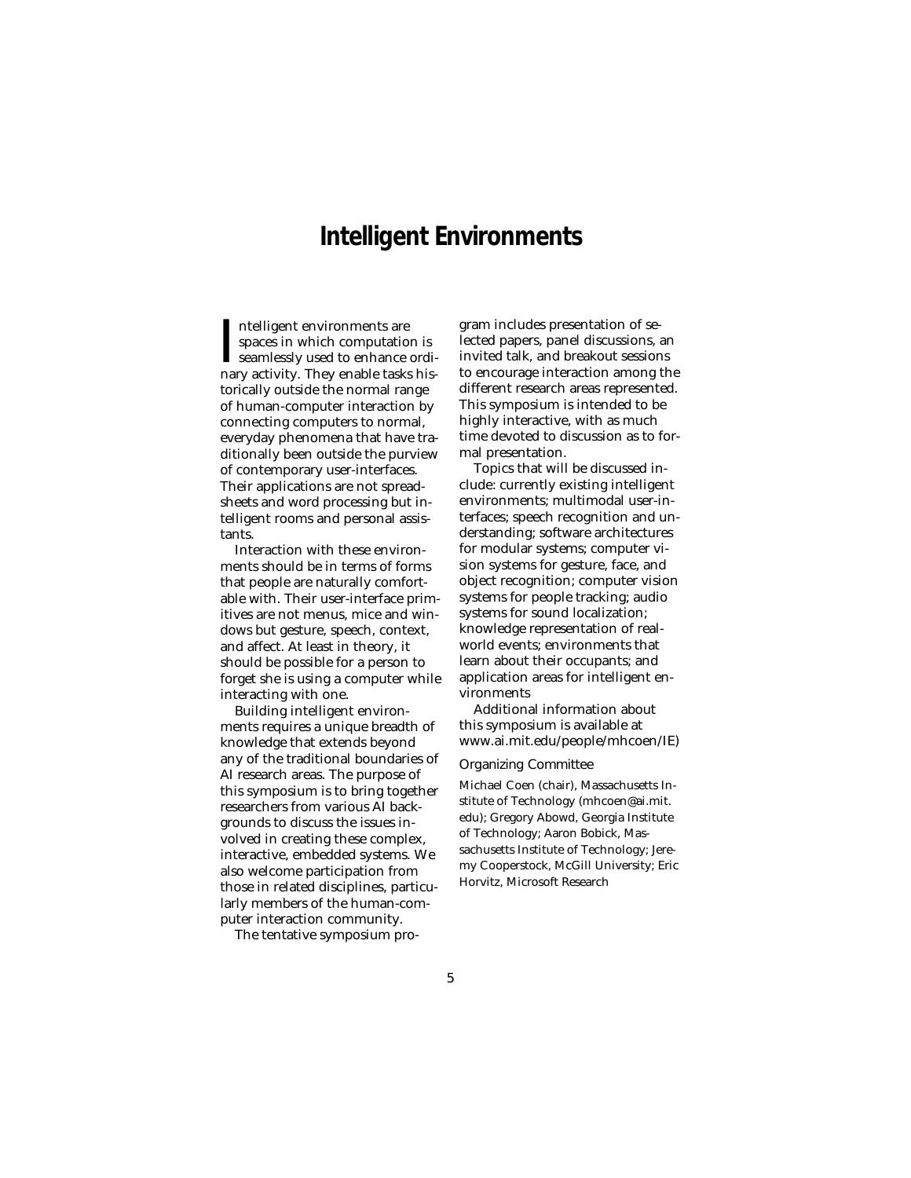# Intelligent Environments

Intelligent environments are spaces in which computation is seamlessly used to enhance ordinary activity. They enable tasks historically outside the normal range of human-computer interaction by connecting computers to normal, everyday phenomena that have traditionally been outside the purview of contemporary user-interfaces. Their applications are not spreadsheets and word processing but intelligent rooms and personal assistants.

Interaction with these environments should be in terms of forms that people are naturally comfortable with. Their user-interface primitives are not menus, mice and windows but gesture, speech, context, and affect. At least in theory, it should be possible for a person to forget she is using a computer while interacting with one.

Building intelligent environments requires a unique breadth of knowledge that extends beyond any of the traditional boundaries of AI research areas. The purpose of this symposium is to bring together researchers from various AI backgrounds to discuss the issues involved in creating these complex, interactive, embedded systems. We also welcome participation from those in related disciplines, particularly members of the human-computer interaction community.

The tentative symposium program includes presentation of selected papers, panel discussions, an invited talk, and breakout sessions to encourage interaction among the different research areas represented. This symposium is intended to be highly interactive, with as much time devoted to discussion as to formal presentation.

Topics that will be discussed include: currently existing intelligent environments; multimodal user-interfaces; speech recognition and understanding; software architectures for modular systems; computer vision systems for gesture, face, and object recognition; computer vision systems for people tracking; audio systems for sound localization; knowledge representation of real-world events; environments that learn about their occupants; and application areas for intelligent environments

Additional information about this symposium is available at www.ai.mit.edu/people/mhcoen/IE)

## Organizing Committee

Michael Coen (chair), Massachusetts Institute of Technology (mhcoen@ai.mit.edu); Gregory Abowd, Georgia Institute of Technology; Aaron Bobick, Massachusetts Institute of Technology; Jeremy Cooperstock, McGill University; Eric Horvitz, Microsoft Research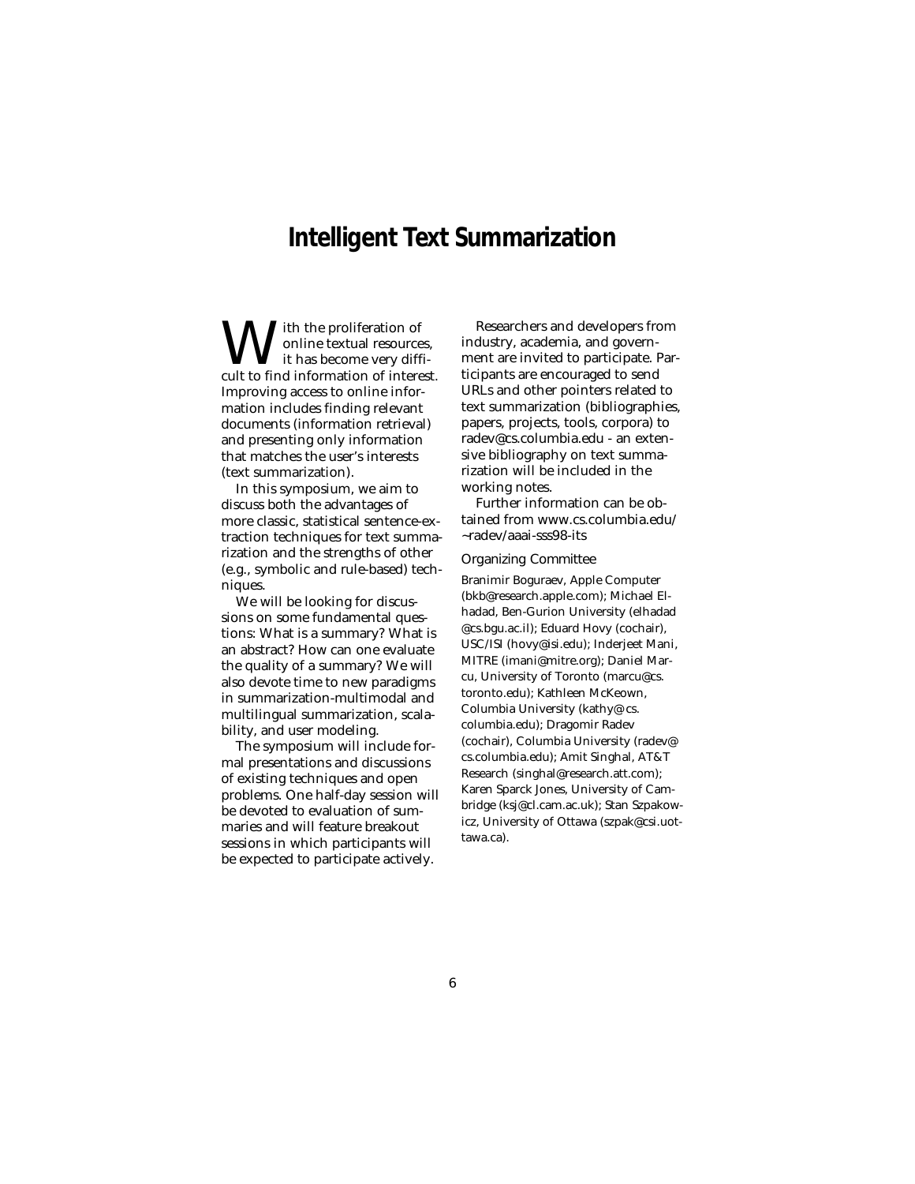# Intelligent Text Summarization

With the proliferation of online textual resources, it has become very difficult to find information of interest. Improving access to online information includes finding relevant documents (information retrieval) and presenting only information that matches the user's interests (text summarization).

In this symposium, we aim to discuss both the advantages of more classic, statistical sentence-extraction techniques for text summarization and the strengths of other (e.g., symbolic and rule-based) techniques.

We will be looking for discussions on some fundamental questions: What is a summary? What is an abstract? How can one evaluate the quality of a summary? We will also devote time to new paradigms in summarization-multimodal and multilingual summarization, scalability, and user modeling.

The symposium will include formal presentations and discussions of existing techniques and open problems. One half-day session will be devoted to evaluation of summaries and will feature breakout sessions in which participants will be expected to participate actively.

Researchers and developers from industry, academia, and government are invited to participate. Participants are encouraged to send URLs and other pointers related to text summarization (bibliographies, papers, projects, tools, corpora) to radev@cs.columbia.edu - an extensive bibliography on text summarization will be included in the working notes.

Further information can be obtained from www.cs.columbia.edu/~radev/aaai-sss98-its

## Organizing Committee

Branimir Boguraev, Apple Computer (bkb@research.apple.com); Michael Elhadad, Ben-Gurion University (elhadad@cs.bgu.ac.il); Eduard Hovy (cochair), USC/ISI (hovy@isi.edu); Inderjeet Mani, MITRE (imani@mitre.org); Daniel Marcu, University of Toronto (marcu@cs.toronto.edu); Kathleen McKeown, Columbia University (kathy@cs.columbia.edu); Dragomir Radev (cochair), Columbia University (radev@cs.columbia.edu); Amit Singhal, AT&T Research (singhal@research.att.com); Karen Sparck Jones, University of Cambridge (ksj@cl.cam.ac.uk); Stan Szpakowicz, University of Ottawa (szpak@csi.uottawa.ca).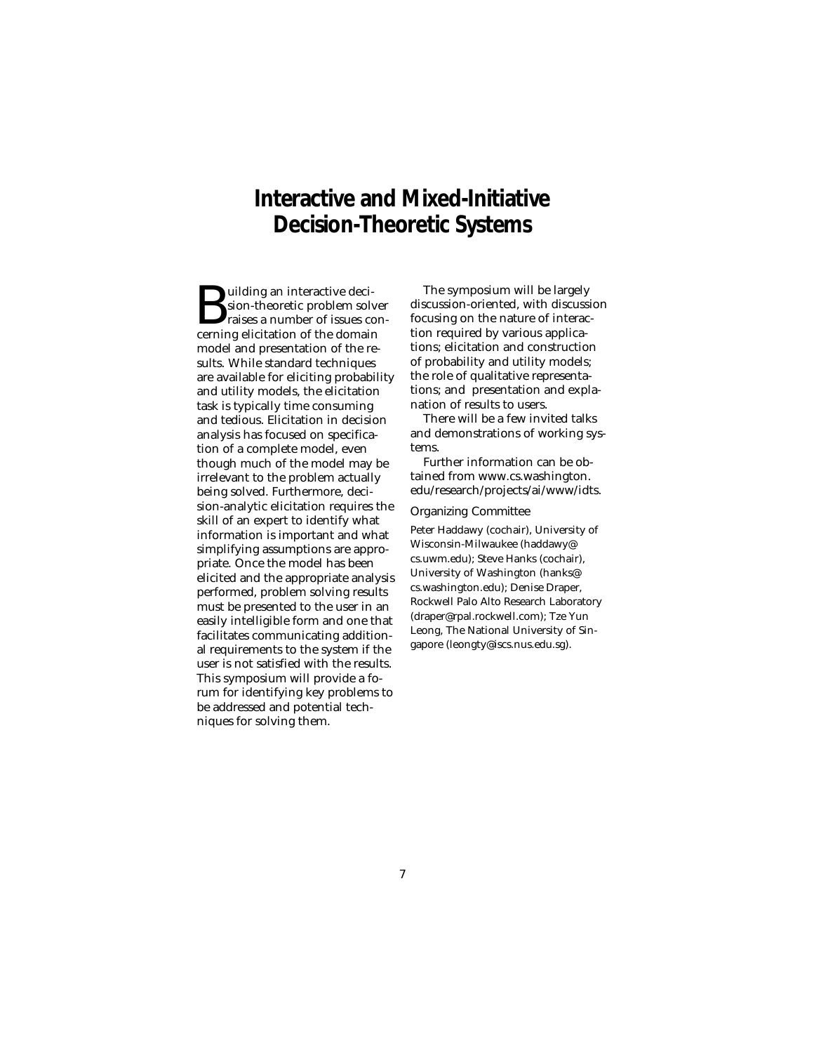# Interactive and Mixed-Initiative Decision-Theoretic Systems

Building an interactive decision-theoretic problem solver raises a number of issues concerning elicitation of the domain model and presentation of the results. While standard techniques are available for eliciting probability and utility models, the elicitation task is typically time consuming and tedious. Elicitation in decision analysis has focused on specification of a complete model, even though much of the model may be irrelevant to the problem actually being solved. Furthermore, decision-analytic elicitation requires the skill of an expert to identify what information is important and what simplifying assumptions are appropriate. Once the model has been elicited and the appropriate analysis performed, problem solving results must be presented to the user in an easily intelligible form and one that facilitates communicating additional requirements to the system if the user is not satisfied with the results. This symposium will provide a forum for identifying key problems to be addressed and potential techniques for solving them.

The symposium will be largely discussion-oriented, with discussion focusing on the nature of interaction required by various applications; elicitation and construction of probability and utility models; the role of qualitative representations; and presentation and explanation of results to users.

There will be a few invited talks and demonstrations of working systems.

Further information can be obtained from www.cs.washington.edu/research/projects/ai/www/idts.

## Organizing Committee

Peter Haddawy (cochair), University of Wisconsin-Milwaukee (haddawy@cs.uwm.edu); Steve Hanks (cochair), University of Washington (hanks@cs.washington.edu); Denise Draper, Rockwell Palo Alto Research Laboratory (draper@rpal.rockwell.com); Tze Yun Leong, The National University of Singapore (leongty@iscs.nus.edu.sg).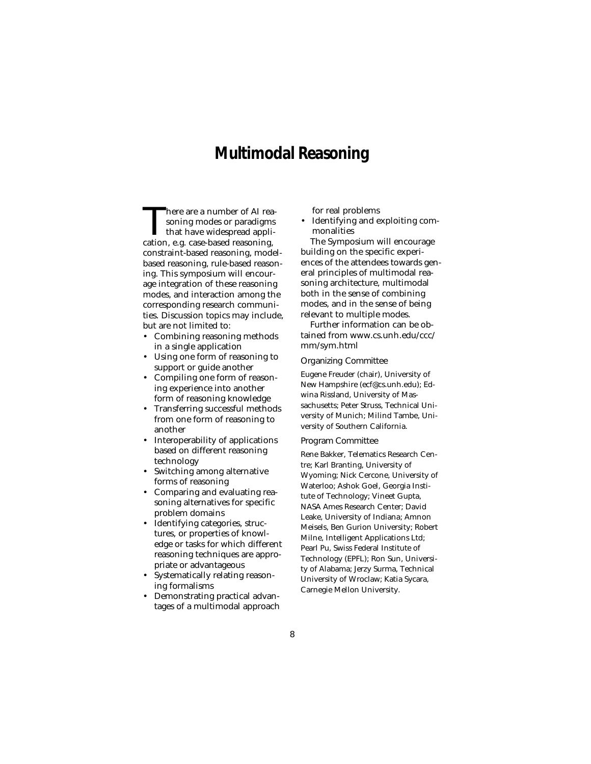# Multimodal Reasoning

There are a number of AI reasoning modes or paradigms that have widespread application, e.g. case-based reasoning, constraint-based reasoning, model-based reasoning, rule-based reasoning. This symposium will encourage integration of these reasoning modes, and interaction among the corresponding research communities. Discussion topics may include, but are not limited to:

- Combining reasoning methods in a single application
- Using one form of reasoning to support or guide another
- Compiling one form of reasoning experience into another form of reasoning knowledge
- Transferring successful methods from one form of reasoning to another
- Interoperability of applications based on different reasoning technology
- Switching among alternative forms of reasoning
- Comparing and evaluating reasoning alternatives for specific problem domains
- Identifying categories, structures, or properties of knowledge or tasks for which different reasoning techniques are appropriate or advantageous
- Systematically relating reasoning formalisms
- Demonstrating practical advantages of a multimodal approach for real problems
- Identifying and exploiting commonalities

The Symposium will encourage building on the specific experiences of the attendees towards general principles of multimodal reasoning architecture, multimodal both in the sense of combining modes, and in the sense of being relevant to multiple modes.

Further information can be obtained from www.cs.unh.edu/ccc/mm/sym.html

### Organizing Committee

Eugene Freuder (chair), University of New Hampshire (ecf@cs.unh.edu); Edwina Rissland, University of Massachusetts; Peter Struss, Technical University of Munich; Milind Tambe, University of Southern California.

### Program Committee

Rene Bakker, Telematics Research Centre; Karl Branting, University of Wyoming; Nick Cercone, University of Waterloo; Ashok Goel, Georgia Institute of Technology; Vineet Gupta, NASA Ames Research Center; David Leake, University of Indiana; Amnon Meisels, Ben Gurion University; Robert Milne, Intelligent Applications Ltd; Pearl Pu, Swiss Federal Institute of Technology (EPFL); Ron Sun, University of Alabama; Jerzy Surma, Technical University of Wroclaw; Katia Sycara, Carnegie Mellon University.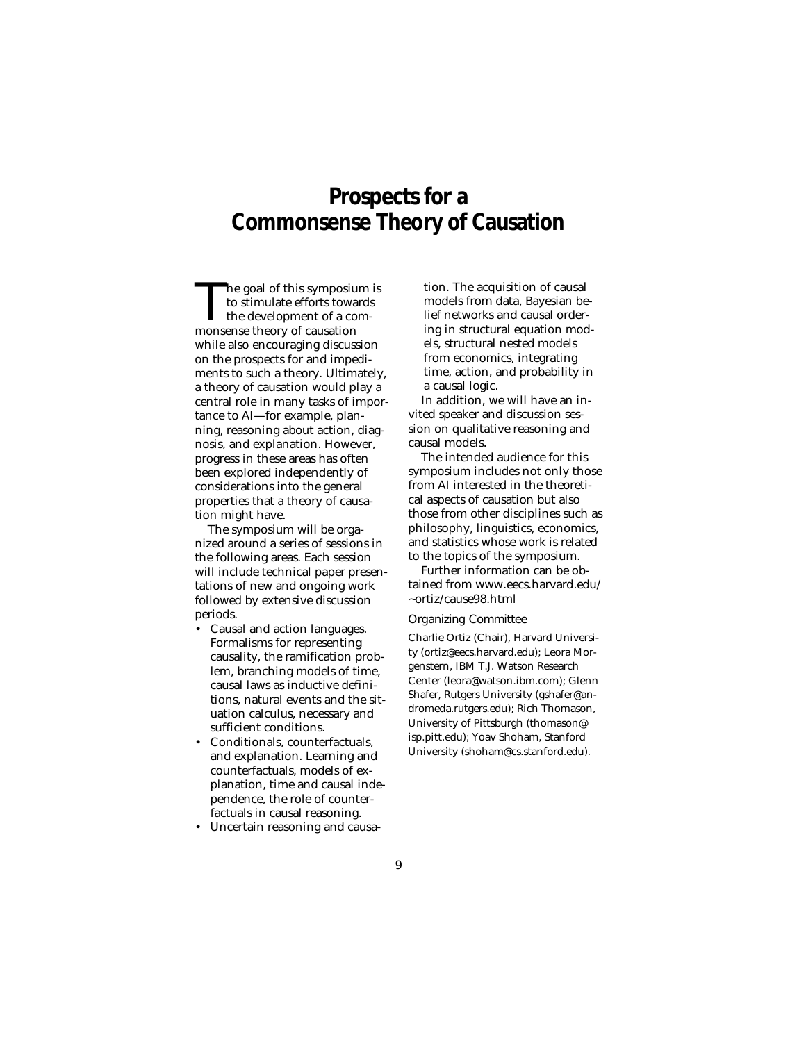# Prospects for a Commonsense Theory of Causation

The goal of this symposium is to stimulate efforts towards the development of a commonsense theory of causation while also encouraging discussion on the prospects for and impediments to such a theory. Ultimately, a theory of causation would play a central role in many tasks of importance to AI—for example, planning, reasoning about action, diagnosis, and explanation. However, progress in these areas has often been explored independently of considerations into the general properties that a theory of causation might have.

The symposium will be organized around a series of sessions in the following areas. Each session will include technical paper presentations of new and ongoing work followed by extensive discussion periods.

- Causal and action languages. Formalisms for representing causality, the ramification problem, branching models of time, causal laws as inductive definitions, natural events and the situation calculus, necessary and sufficient conditions.
- Conditionals, counterfactuals, and explanation. Learning and counterfactuals, models of explanation, time and causal independence, the role of counterfactuals in causal reasoning.
- Uncertain reasoning and causation. The acquisition of causal models from data, Bayesian belief networks and causal ordering in structural equation models, structural nested models from economics, integrating time, action, and probability in a causal logic.

In addition, we will have an invited speaker and discussion session on qualitative reasoning and causal models.

The intended audience for this symposium includes not only those from AI interested in the theoretical aspects of causation but also those from other disciplines such as philosophy, linguistics, economics, and statistics whose work is related to the topics of the symposium.

Further information can be obtained from www.eecs.harvard.edu/~ortiz/cause98.html

## Organizing Committee

Charlie Ortiz (Chair), Harvard University (ortiz@eecs.harvard.edu); Leora Morgenstern, IBM T.J. Watson Research Center (leora@watson.ibm.com); Glenn Shafer, Rutgers University (gshafer@andromeda.rutgers.edu); Rich Thomason, University of Pittsburgh (thomason@isp.pitt.edu); Yoav Shoham, Stanford University (shoham@cs.stanford.edu).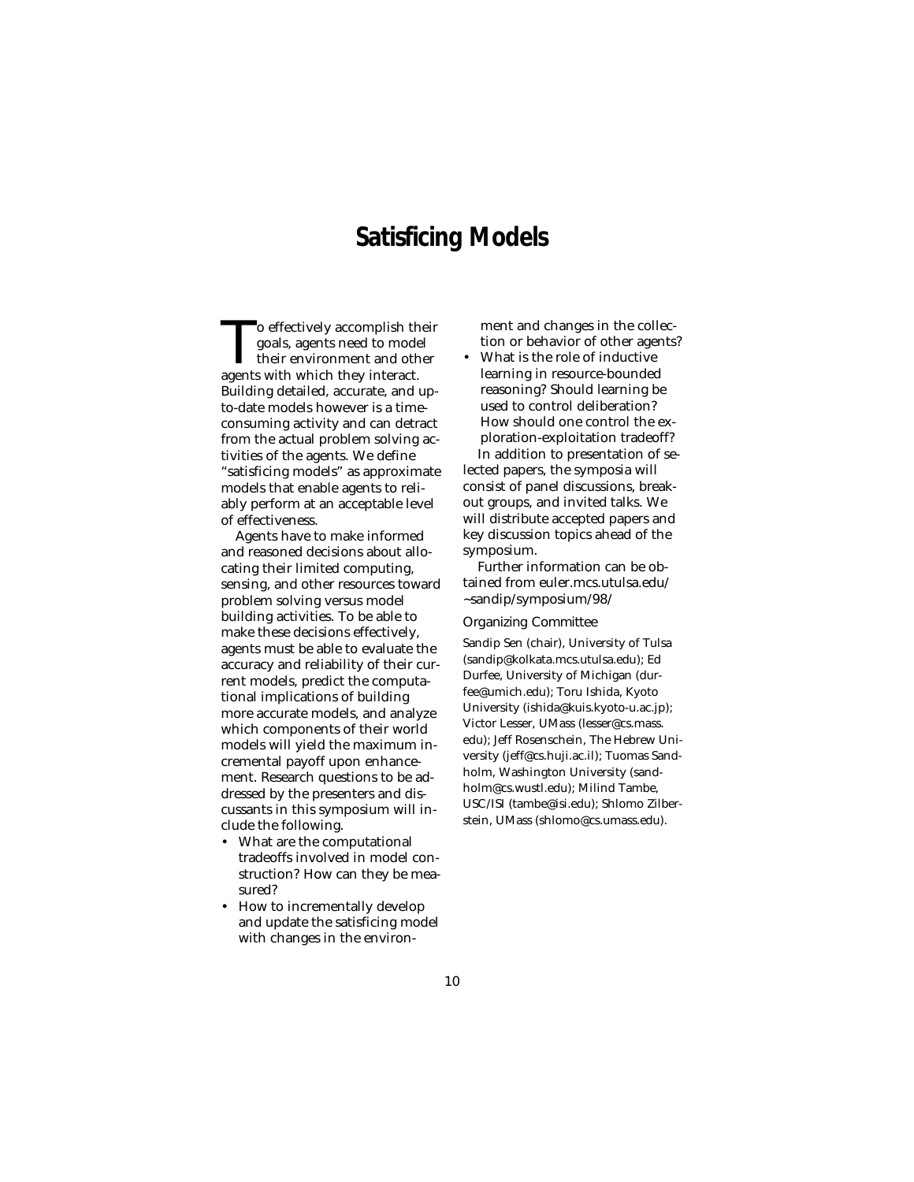# Satisficing Models

To effectively accomplish their goals, agents need to model their environment and other agents with which they interact. Building detailed, accurate, and up-to-date models however is a time-consuming activity and can detract from the actual problem solving activities of the agents. We define "satisficing models" as approximate models that enable agents to reliably perform at an acceptable level of effectiveness.

Agents have to make informed and reasoned decisions about allocating their limited computing, sensing, and other resources toward problem solving versus model building activities. To be able to make these decisions effectively, agents must be able to evaluate the accuracy and reliability of their current models, predict the computational implications of building more accurate models, and analyze which components of their world models will yield the maximum incremental payoff upon enhancement. Research questions to be addressed by the presenters and discussants in this symposium will include the following.

- What are the computational tradeoffs involved in model construction? How can they be measured?
- How to incrementally develop and update the satisficing model with changes in the environment and changes in the collection or behavior of other agents?
- What is the role of inductive learning in resource-bounded reasoning? Should learning be used to control deliberation? How should one control the exploration-exploitation tradeoff?

In addition to presentation of selected papers, the symposia will consist of panel discussions, breakout groups, and invited talks. We will distribute accepted papers and key discussion topics ahead of the symposium.

Further information can be obtained from euler.mcs.utulsa.edu/~sandip/symposium/98/

Organizing Committee

Sandip Sen (chair), University of Tulsa (sandip@kolkata.mcs.utulsa.edu); Ed Durfee, University of Michigan (durfee@umich.edu); Toru Ishida, Kyoto University (ishida@kuis.kyoto-u.ac.jp); Victor Lesser, UMass (lesser@cs.mass.edu); Jeff Rosenschein, The Hebrew University (jeff@cs.huji.ac.il); Tuomas Sandholm, Washington University (sandholm@cs.wustl.edu); Milind Tambe, USC/ISI (tambe@isi.edu); Shlomo Zilberstein, UMass (shlomo@cs.umass.edu).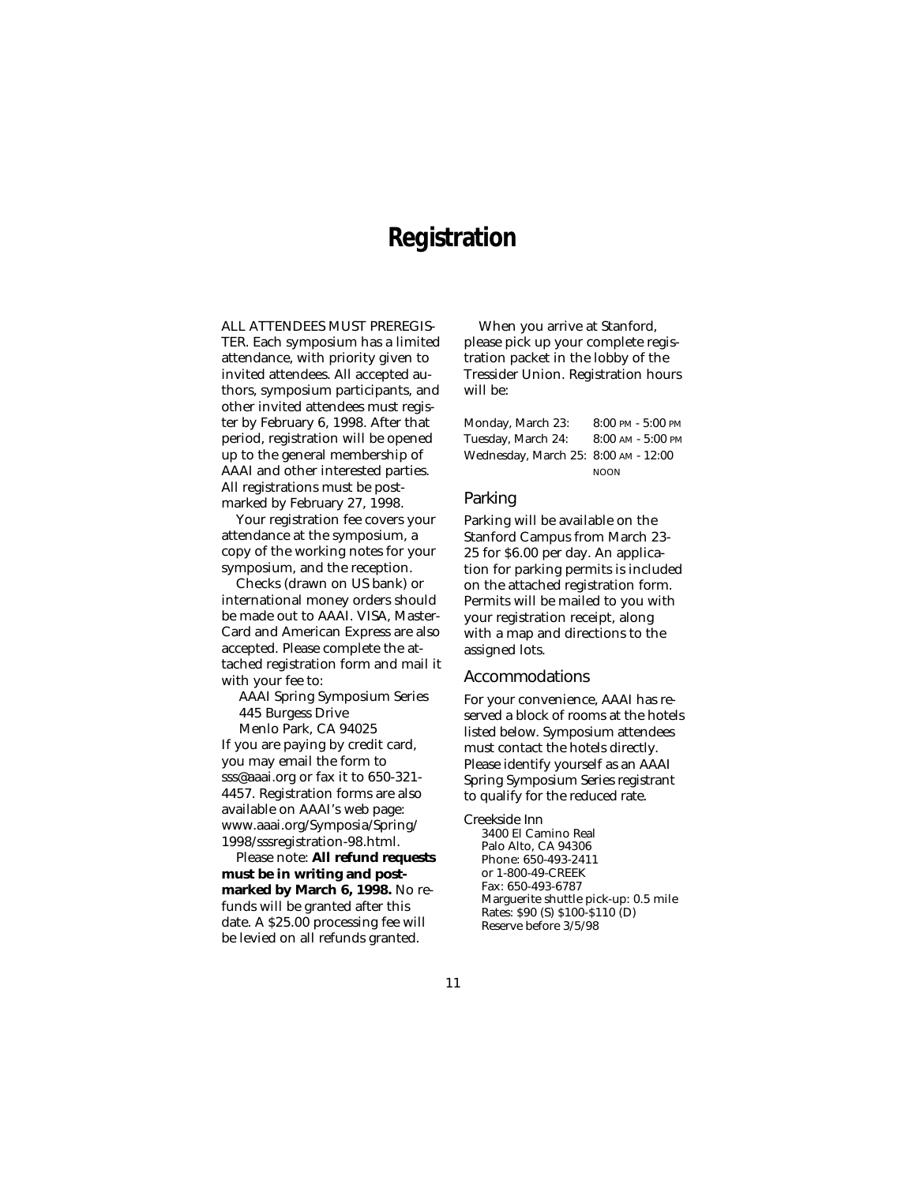# Registration

ALL ATTENDEES MUST PREREGISTER. Each symposium has a limited attendance, with priority given to invited attendees. All accepted authors, symposium participants, and other invited attendees must register by February 6, 1998. After that period, registration will be opened up to the general membership of AAAI and other interested parties. All registrations must be postmarked by February 27, 1998.

Your registration fee covers your attendance at the symposium, a copy of the working notes for your symposium, and the reception.

Checks (drawn on US bank) or international money orders should be made out to AAAI. VISA, MasterCard and American Express are also accepted. Please complete the attached registration form and mail it with your fee to:

AAAI Spring Symposium Series
445 Burgess Drive
Menlo Park, CA 94025

If you are paying by credit card, you may email the form to sss@aaai.org or fax it to 650-321-4457. Registration forms are also available on AAAI's web page: www.aaai.org/Symposia/Spring/1998/sssregistration-98.html.

Please note: **All refund requests must be in writing and postmarked by March 6, 1998.** No refunds will be granted after this date. A $25.00 processing fee will be levied on all refunds granted.

When you arrive at Stanford, please pick up your complete registration packet in the lobby of the Tressider Union. Registration hours will be:

| | |
|---|---|
| Monday, March 23: | 8:00 PM - 5:00 PM |
| Tuesday, March 24: | 8:00 AM - 5:00 PM |
| Wednesday, March 25: | 8:00 AM - 12:00 NOON |

## Parking

Parking will be available on the Stanford Campus from March 23-25 for $6.00 per day. An application for parking permits is included on the attached registration form. Permits will be mailed to you with your registration receipt, along with a map and directions to the assigned lots.

## Accommodations

For your convenience, AAAI has reserved a block of rooms at the hotels listed below. Symposium attendees must contact the hotels directly. Please identify yourself as an AAAI Spring Symposium Series registrant to qualify for the reduced rate.

Creekside Inn
3400 El Camino Real
Palo Alto, CA 94306
Phone: 650-493-2411
or 1-800-49-CREEK
Fax: 650-493-6787
Marguerite shuttle pick-up: 0.5 mile
Rates: $90 (S) $100-$110 (D)
Reserve before 3/5/98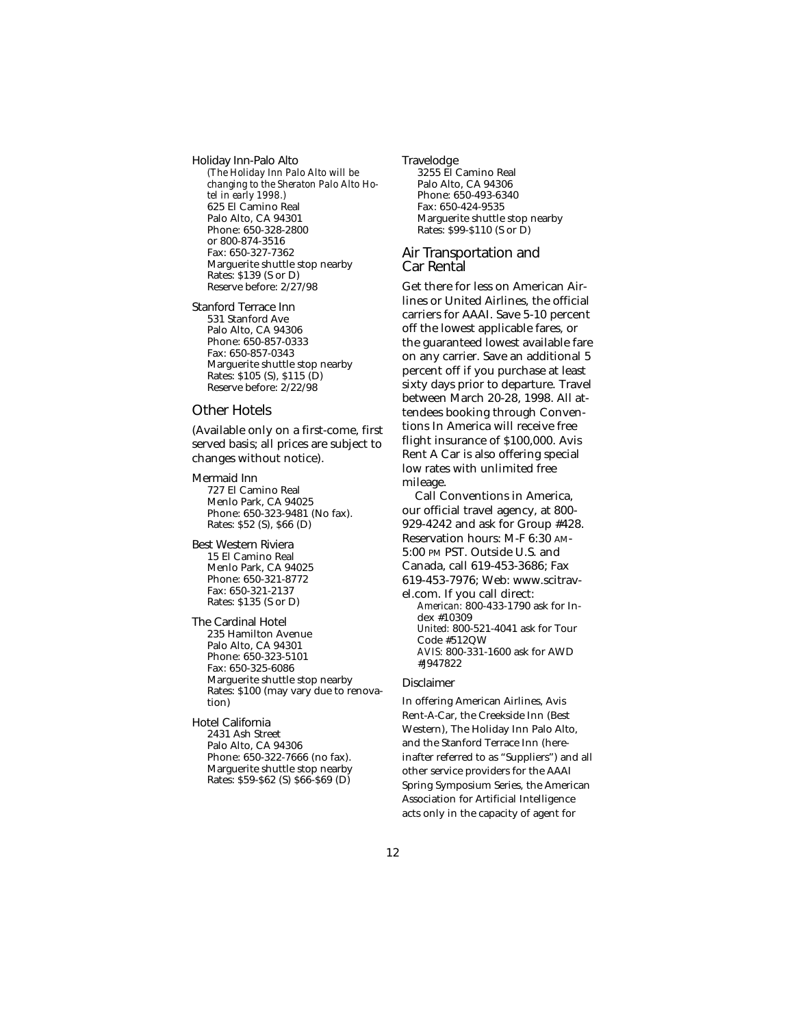Holiday Inn-Palo Alto

*(The Holiday Inn Palo Alto will be changing to the Sheraton Palo Alto Hotel in early 1998.)*
625 El Camino Real
Palo Alto, CA 94301
Phone: 650-328-2800
or 800-874-3516
Fax: 650-327-7362
Marguerite shuttle stop nearby
Rates: $139 (S or D)
Reserve before: 2/27/98

Stanford Terrace Inn

531 Stanford Ave
Palo Alto, CA 94306
Phone: 650-857-0333
Fax: 650-857-0343
Marguerite shuttle stop nearby
Rates: $105 (S), $115 (D)
Reserve before: 2/22/98

## Other Hotels

(Available only on a first-come, first served basis; all prices are subject to changes without notice).

Mermaid Inn

727 El Camino Real
Menlo Park, CA 94025
Phone: 650-323-9481 (No fax).
Rates: $52 (S), $66 (D)

Best Western Riviera

15 El Camino Real
Menlo Park, CA 94025
Phone: 650-321-8772
Fax: 650-321-2137
Rates: $135 (S or D)

The Cardinal Hotel

235 Hamilton Avenue
Palo Alto, CA 94301
Phone: 650-323-5101
Fax: 650-325-6086
Marguerite shuttle stop nearby
Rates: $100 (may vary due to renovation)

Hotel California

2431 Ash Street
Palo Alto, CA 94306
Phone: 650-322-7666 (no fax).
Marguerite shuttle stop nearby
Rates: $59-$62 (S) $66-$69 (D)

Travelodge

3255 El Camino Real
Palo Alto, CA 94306
Phone: 650-493-6340
Fax: 650-424-9535
Marguerite shuttle stop nearby
Rates: $99-$110 (S or D)

## Air Transportation and Car Rental

Get there for less on American Airlines or United Airlines, the official carriers for AAAI. Save 5-10 percent off the lowest applicable fares, or the guaranteed lowest available fare on any carrier. Save an additional 5 percent off if you purchase at least sixty days prior to departure. Travel between March 20-28, 1998. All attendees booking through Conventions In America will receive free flight insurance of $100,000. Avis Rent A Car is also offering special low rates with unlimited free mileage.

Call Conventions in America, our official travel agency, at 800-929-4242 and ask for Group #428. Reservation hours: M-F 6:30 AM-5:00 PM PST. Outside U.S. and Canada, call 619-453-3686; Fax 619-453-7976; Web: www.scitravel.com. If you call direct:

*American:* 800-433-1790 ask for Index #10309
*United:* 800-521-4041 ask for Tour Code #512QW
*AVIS:* 800-331-1600 ask for AWD #J947822

### Disclaimer

In offering American Airlines, Avis Rent-A-Car, the Creekside Inn (Best Western), The Holiday Inn Palo Alto, and the Stanford Terrace Inn (hereinafter referred to as "Suppliers") and all other service providers for the AAAI Spring Symposium Series, the American Association for Artificial Intelligence acts only in the capacity of agent for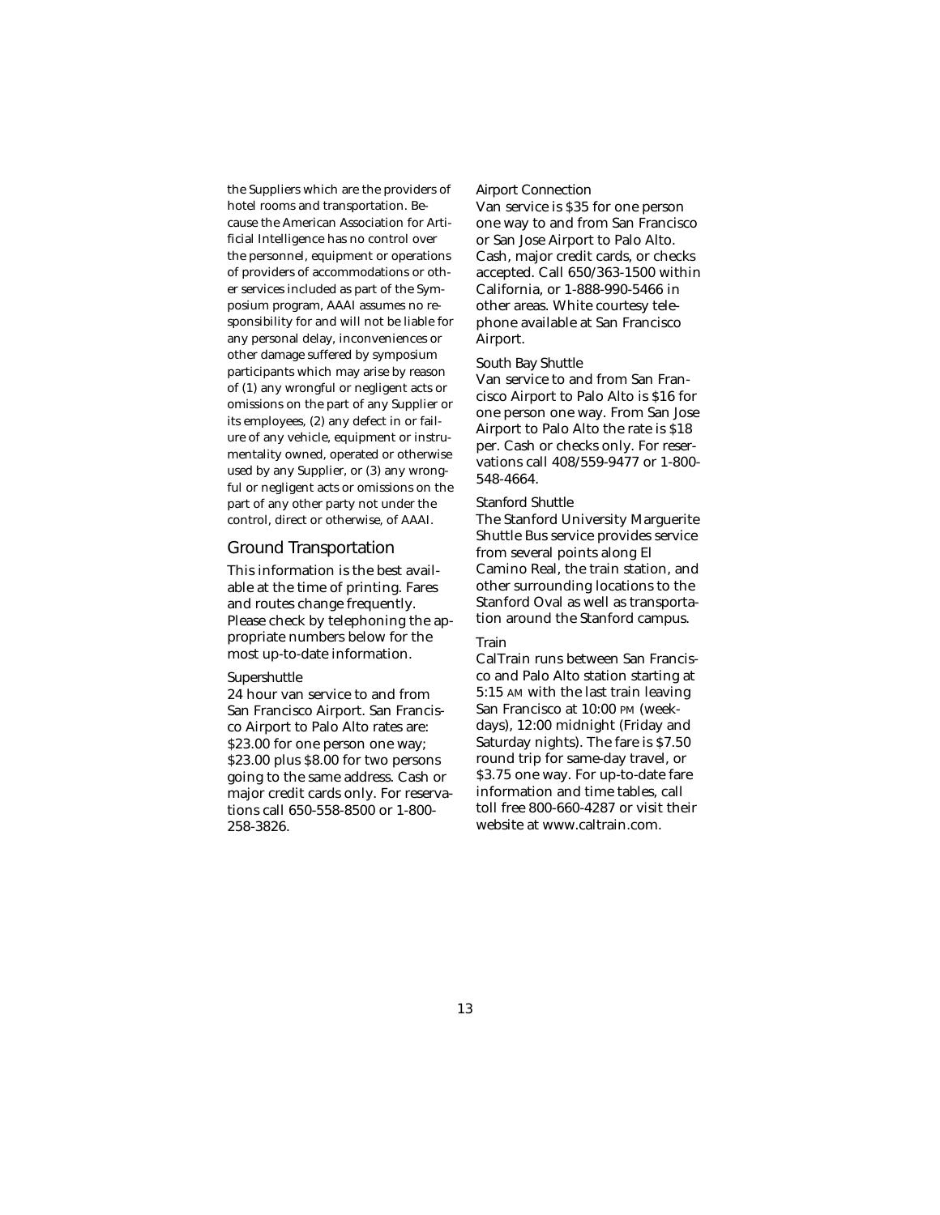the Suppliers which are the providers of hotel rooms and transportation. Because the American Association for Artificial Intelligence has no control over the personnel, equipment or operations of providers of accommodations or other services included as part of the Symposium program, AAAI assumes no responsibility for and will not be liable for any personal delay, inconveniences or other damage suffered by symposium participants which may arise by reason of (1) any wrongful or negligent acts or omissions on the part of any Supplier or its employees, (2) any defect in or failure of any vehicle, equipment or instrumentality owned, operated or otherwise used by any Supplier, or (3) any wrongful or negligent acts or omissions on the part of any other party not under the control, direct or otherwise, of AAAI.

## Ground Transportation

This information is the best available at the time of printing. Fares and routes change frequently. Please check by telephoning the appropriate numbers below for the most up-to-date information.

### Supershuttle

24 hour van service to and from San Francisco Airport. San Francisco Airport to Palo Alto rates are: $23.00 for one person one way; $23.00 plus $8.00 for two persons going to the same address. Cash or major credit cards only. For reservations call 650-558-8500 or 1-800-258-3826.

### Airport Connection

Van service is $35 for one person one way to and from San Francisco or San Jose Airport to Palo Alto. Cash, major credit cards, or checks accepted. Call 650/363-1500 within California, or 1-888-990-5466 in other areas. White courtesy telephone available at San Francisco Airport.

### South Bay Shuttle

Van service to and from San Francisco Airport to Palo Alto is $16 for one person one way. From San Jose Airport to Palo Alto the rate is $18 per. Cash or checks only. For reservations call 408/559-9477 or 1-800-548-4664.

### Stanford Shuttle

The Stanford University Marguerite Shuttle Bus service provides service from several points along El Camino Real, the train station, and other surrounding locations to the Stanford Oval as well as transportation around the Stanford campus.

### Train

CalTrain runs between San Francisco and Palo Alto station starting at 5:15 AM with the last train leaving San Francisco at 10:00 PM (weekdays), 12:00 midnight (Friday and Saturday nights). The fare is $7.50 round trip for same-day travel, or $3.75 one way. For up-to-date fare information and time tables, call toll free 800-660-4287 or visit their website at www.caltrain.com.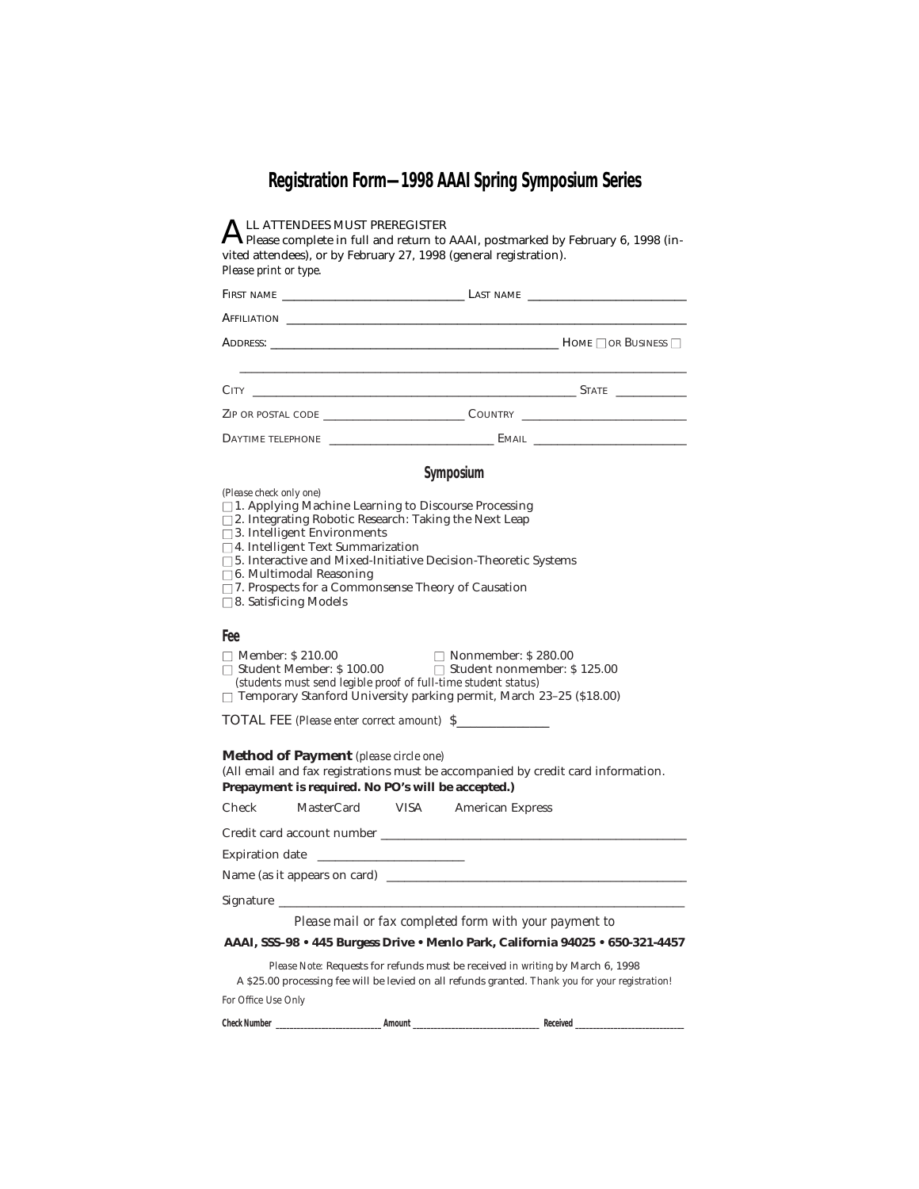# Registration Form—1998 AAAI Spring Symposium Series

ALL ATTENDEES MUST PREREGISTER
Please complete in full and return to AAAI, postmarked by February 6, 1998 (invited attendees), or by February 27, 1998 (general registration).
*Please print or type.*

FIRST NAME ______________________ LAST NAME ______________________

AFFILIATION ______________________________________________

ADDRESS: ______________________________________ HOME ☐ OR BUSINESS ☐

______________________________________________

CITY ______________________________________ STATE __________

ZIP OR POSTAL CODE ______________________ COUNTRY ______________________

DAYTIME TELEPHONE ______________________ EMAIL ______________________

## Symposium

*(Please check only one)*

☐ 1. Applying Machine Learning to Discourse Processing
☐ 2. Integrating Robotic Research: Taking the Next Leap
☐ 3. Intelligent Environments
☐ 4. Intelligent Text Summarization
☐ 5. Interactive and Mixed-Initiative Decision-Theoretic Systems
☐ 6. Multimodal Reasoning
☐ 7. Prospects for a Commonsense Theory of Causation
☐ 8. Satisficing Models

## Fee

☐ Member: $ 210.00 ☐ Nonmember: $ 280.00
☐ Student Member: $ 100.00 ☐ Student nonmember: $ 125.00
*(students must send legible proof of full-time student status)*
☐ Temporary Stanford University parking permit, March 23–25 ($18.00)

TOTAL FEE *(Please enter correct amount)* $______________

**Method of Payment** *(please circle one)*
(All email and fax registrations must be accompanied by credit card information.
**Prepayment is required. No PO's will be accepted.)**

Check MasterCard VISA American Express

Credit card account number ______________________________________________

Expiration date ______________________

Name (as it appears on card) ______________________________________________

Signature ______________________________________________

*Please mail or fax completed form with your payment to*

**AAAI, SSS–98 • 445 Burgess Drive • Menlo Park, California 94025 • 650-321-4457**

*Please Note:* Requests for refunds must be received *in writing* by March 6, 1998
A $25.00 processing fee will be levied on all refunds granted. *Thank you for your registration!*

*For Office Use Only*

**Check Number** ______________ **Amount** ______________ **Received** ______________